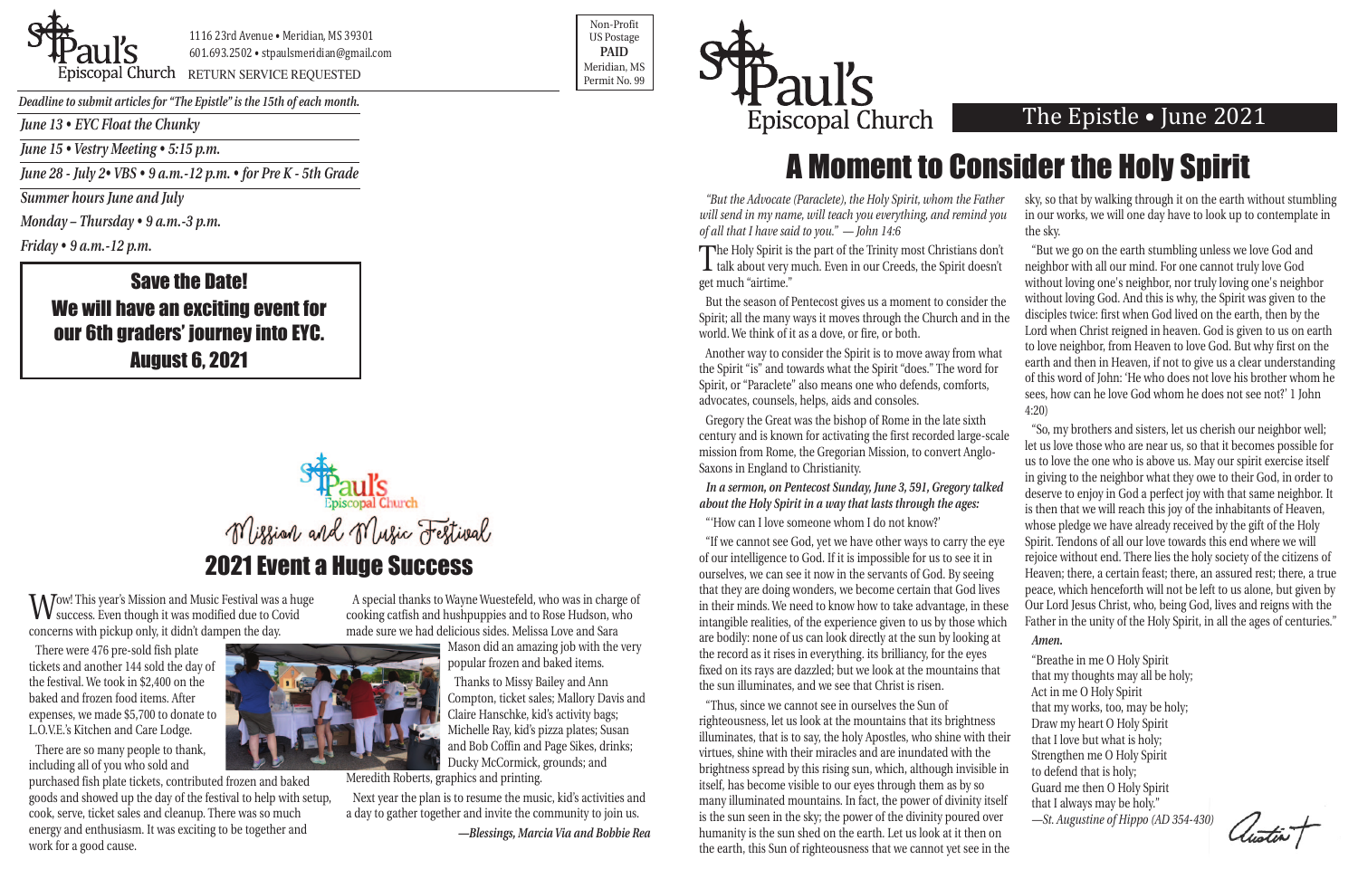St. Paul's Episcopal Church

1116 23rd Avenue • Meridian, MS 39301
601.693.2502 • stpaulsmeridian@gmail.com
RETURN SERVICE REQUESTED

Non-Profit
US Postage
**PAID**
Meridian, MS
Permit No. 99

*Deadline to submit articles for "The Epistle" is the 15th of each month.*

*June 13 • EYC Float the Chunky*

*June 15 • Vestry Meeting • 5:15 p.m.*

*June 28 - July 2• VBS • 9 a.m.-12 p.m. • for Pre K - 5th Grade*

*Summer hours June and July*

*Monday – Thursday • 9 a.m.-3 p.m.*

*Friday • 9 a.m.-12 p.m.*

**Save the Date!**
**We will have an exciting event for our 6th graders' journey into EYC.**
**August 6, 2021**

St. Paul's Episcopal Church
Mission and Music Festival

## 2021 Event a Huge Success

Wow! This year's Mission and Music Festival was a huge success. Even though it was modified due to Covid concerns with pickup only, it didn't dampen the day.

There were 476 pre-sold fish plate tickets and another 144 sold the day of the festival. We took in $2,400 on the baked and frozen food items. After expenses, we made $5,700 to donate to L.O.V.E.'s Kitchen and Care Lodge.

There are so many people to thank, including all of you who sold and purchased fish plate tickets, contributed frozen and baked goods and showed up the day of the festival to help with setup, cook, serve, ticket sales and cleanup. There was so much energy and enthusiasm. It was exciting to be together and work for a good cause.

A special thanks to Wayne Wuestefeld, who was in charge of cooking catfish and hushpuppies and to Rose Hudson, who made sure we had delicious sides. Melissa Love and Sara Mason did an amazing job with the very popular frozen and baked items.

Thanks to Missy Bailey and Ann Compton, ticket sales; Mallory Davis and Claire Hanschke, kid's activity bags; Michelle Ray, kid's pizza plates; Susan and Bob Coffin and Page Sikes, drinks; Ducky McCormick, grounds; and Meredith Roberts, graphics and printing.

Next year the plan is to resume the music, kid's activities and a day to gather together and invite the community to join us.

*—Blessings, Marcia Via and Bobbie Rea*

St. Paul's Episcopal Church

The Epistle • June 2021

# A Moment to Consider the Holy Spirit

*"But the Advocate (Paraclete), the Holy Spirit, whom the Father will send in my name, will teach you everything, and remind you of all that I have said to you." — John 14:6*

The Holy Spirit is the part of the Trinity most Christians don't talk about very much. Even in our Creeds, the Spirit doesn't get much "airtime."

But the season of Pentecost gives us a moment to consider the Spirit; all the many ways it moves through the Church and in the world. We think of it as a dove, or fire, or both.

Another way to consider the Spirit is to move away from what the Spirit "is" and towards what the Spirit "does." The word for Spirit, or "Paraclete" also means one who defends, comforts, advocates, counsels, helps, aids and consoles.

Gregory the Great was the bishop of Rome in the late sixth century and is known for activating the first recorded large-scale mission from Rome, the Gregorian Mission, to convert Anglo-Saxons in England to Christianity.

***In a sermon, on Pentecost Sunday, June 3, 591, Gregory talked about the Holy Spirit in a way that lasts through the ages:***

"'How can I love someone whom I do not know?'

"If we cannot see God, yet we have other ways to carry the eye of our intelligence to God. If it is impossible for us to see it in ourselves, we can see it now in the servants of God. By seeing that they are doing wonders, we become certain that God lives in their minds. We need to know how to take advantage, in these intangible realities, of the experience given to us by those which are bodily: none of us can look directly at the sun by looking at the record as it rises in everything. its brilliancy, for the eyes fixed on its rays are dazzled; but we look at the mountains that the sun illuminates, and we see that Christ is risen.

"Thus, since we cannot see in ourselves the Sun of righteousness, let us look at the mountains that its brightness illuminates, that is to say, the holy Apostles, who shine with their virtues, shine with their miracles and are inundated with the brightness spread by this rising sun, which, although invisible in itself, has become visible to our eyes through them as by so many illuminated mountains. In fact, the power of divinity itself is the sun seen in the sky; the power of the divinity poured over humanity is the sun shed on the earth. Let us look at it then on the earth, this Sun of righteousness that we cannot yet see in the sky, so that by walking through it on the earth without stumbling in our works, we will one day have to look up to contemplate in the sky.

"But we go on the earth stumbling unless we love God and neighbor with all our mind. For one cannot truly love God without loving one's neighbor, nor truly loving one's neighbor without loving God. And this is why, the Spirit was given to the disciples twice: first when God lived on the earth, then by the Lord when Christ reigned in heaven. God is given to us on earth to love neighbor, from Heaven to love God. But why first on the earth and then in Heaven, if not to give us a clear understanding of this word of John: 'He who does not love his brother whom he sees, how can he love God whom he does not see not?' 1 John 4:20)

"So, my brothers and sisters, let us cherish our neighbor well; let us love those who are near us, so that it becomes possible for us to love the one who is above us. May our spirit exercise itself in giving to the neighbor what they owe to their God, in order to deserve to enjoy in God a perfect joy with that same neighbor. It is then that we will reach this joy of the inhabitants of Heaven, whose pledge we have already received by the gift of the Holy Spirit. Tendons of all our love towards this end where we will rejoice without end. There lies the holy society of the citizens of Heaven; there, a certain feast; there, an assured rest; there, a true peace, which henceforth will not be left to us alone, but given by Our Lord Jesus Christ, who, being God, lives and reigns with the Father in the unity of the Holy Spirit, in all the ages of centuries."

***Amen.***

"Breathe in me O Holy Spirit
that my thoughts may all be holy;
Act in me O Holy Spirit
that my works, too, may be holy;
Draw my heart O Holy Spirit
that I love but what is holy;
Strengthen me O Holy Spirit
to defend that is holy;
Guard me then O Holy Spirit
that I always may be holy."
*—St. Augustine of Hippo (AD 354-430)*

Austin †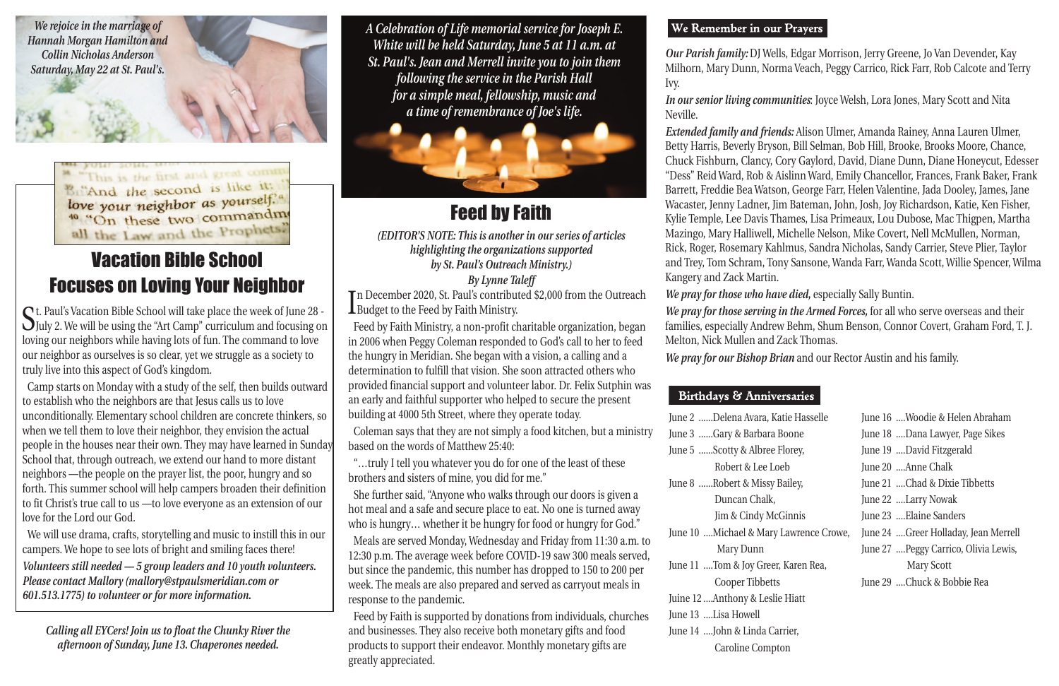*We rejoice in the marriage of Hannah Morgan Hamilton and Collin Nicholas Anderson Saturday, May 22 at St. Paul's.*

## Vacation Bible School Focuses on Loving Your Neighbor

St. Paul's Vacation Bible School will take place the week of June 28 - July 2. We will be using the "Art Camp" curriculum and focusing on loving our neighbors while having lots of fun. The command to love our neighbor as ourselves is so clear, yet we struggle as a society to truly live into this aspect of God's kingdom.

Camp starts on Monday with a study of the self, then builds outward to establish who the neighbors are that Jesus calls us to love unconditionally. Elementary school children are concrete thinkers, so when we tell them to love their neighbor, they envision the actual people in the houses near their own. They may have learned in Sunday School that, through outreach, we extend our hand to more distant neighbors —the people on the prayer list, the poor, hungry and so forth. This summer school will help campers broaden their definition to fit Christ's true call to us —to love everyone as an extension of our love for the Lord our God.

We will use drama, crafts, storytelling and music to instill this in our campers. We hope to see lots of bright and smiling faces there!

***Volunteers still needed — 5 group leaders and 10 youth volunteers. Please contact Mallory (mallory@stpaulsmeridian.com or 601.513.1775) to volunteer or for more information.***

*Calling all EYCers! Join us to float the Chunky River the afternoon of Sunday, June 13. Chaperones needed.*

*A Celebration of Life memorial service for Joseph E. White will be held Saturday, June 5 at 11 a.m. at St. Paul's. Jean and Merrell invite you to join them following the service in the Parish Hall for a simple meal, fellowship, music and a time of remembrance of Joe's life.*

## Feed by Faith

*(EDITOR'S NOTE: This is another in our series of articles highlighting the organizations supported by St. Paul's Outreach Ministry.)*

*By Lynne Taleff*

In December 2020, St. Paul's contributed $2,000 from the Outreach Budget to the Feed by Faith Ministry.

Feed by Faith Ministry, a non-profit charitable organization, began in 2006 when Peggy Coleman responded to God's call to her to feed the hungry in Meridian. She began with a vision, a calling and a determination to fulfill that vision. She soon attracted others who provided financial support and volunteer labor. Dr. Felix Sutphin was an early and faithful supporter who helped to secure the present building at 4000 5th Street, where they operate today.

Coleman says that they are not simply a food kitchen, but a ministry based on the words of Matthew 25:40:

"…truly I tell you whatever you do for one of the least of these brothers and sisters of mine, you did for me."

She further said, "Anyone who walks through our doors is given a hot meal and a safe and secure place to eat. No one is turned away who is hungry… whether it be hungry for food or hungry for God."

Meals are served Monday, Wednesday and Friday from 11:30 a.m. to 12:30 p.m. The average week before COVID-19 saw 300 meals served, but since the pandemic, this number has dropped to 150 to 200 per week. The meals are also prepared and served as carryout meals in response to the pandemic.

Feed by Faith is supported by donations from individuals, churches and businesses. They also receive both monetary gifts and food products to support their endeavor. Monthly monetary gifts are greatly appreciated.

## We Remember in our Prayers

***Our Parish family:*** DJ Wells, Edgar Morrison, Jerry Greene, Jo Van Devender, Kay Milhorn, Mary Dunn, Norma Veach, Peggy Carrico, Rick Farr, Rob Calcote and Terry Ivy.

***In our senior living communities***: Joyce Welsh, Lora Jones, Mary Scott and Nita Neville.

***Extended family and friends:*** Alison Ulmer, Amanda Rainey, Anna Lauren Ulmer, Betty Harris, Beverly Bryson, Bill Selman, Bob Hill, Brooke, Brooks Moore, Chance, Chuck Fishburn, Clancy, Cory Gaylord, David, Diane Dunn, Diane Honeycut, Edesser "Dess" Reid Ward, Rob & Aislinn Ward, Emily Chancellor, Frances, Frank Baker, Frank Barrett, Freddie Bea Watson, George Farr, Helen Valentine, Jada Dooley, James, Jane Wacaster, Jenny Ladner, Jim Bateman, John, Josh, Joy Richardson, Katie, Ken Fisher, Kylie Temple, Lee Davis Thames, Lisa Primeaux, Lou Dubose, Mac Thigpen, Martha Mazingo, Mary Halliwell, Michelle Nelson, Mike Covert, Nell McMullen, Norman, Rick, Roger, Rosemary Kahlmus, Sandra Nicholas, Sandy Carrier, Steve Plier, Taylor and Trey, Tom Schram, Tony Sansone, Wanda Farr, Wanda Scott, Willie Spencer, Wilma Kangery and Zack Martin.

***We pray for those who have died,*** especially Sally Buntin.

***We pray for those serving in the Armed Forces,*** for all who serve overseas and their families, especially Andrew Behm, Shum Benson, Connor Covert, Graham Ford, T. J. Melton, Nick Mullen and Zack Thomas.

***We pray for our Bishop Brian*** and our Rector Austin and his family.

## Birthdays & Anniversaries

June 2 ......Delena Avara, Katie Hasselle
June 3 ......Gary & Barbara Boone
June 5 ......Scotty & Albree Florey, Robert & Lee Loeb
June 8 ......Robert & Missy Bailey, Duncan Chalk, Jim & Cindy McGinnis
June 10 ....Michael & Mary Lawrence Crowe, Mary Dunn
June 11 ....Tom & Joy Greer, Karen Rea, Cooper Tibbetts
Juine 12 ....Anthony & Leslie Hiatt
June 13 ....Lisa Howell
June 14 ....John & Linda Carrier, Caroline Compton
June 16 ....Woodie & Helen Abraham
June 18 ....Dana Lawyer, Page Sikes
June 19 ....David Fitzgerald
June 20 ....Anne Chalk
June 21 ....Chad & Dixie Tibbetts
June 22 ....Larry Nowak
June 23 ....Elaine Sanders
June 24 ....Greer Holladay, Jean Merrell
June 27 ....Peggy Carrico, Olivia Lewis, Mary Scott
June 29 ....Chuck & Bobbie Rea